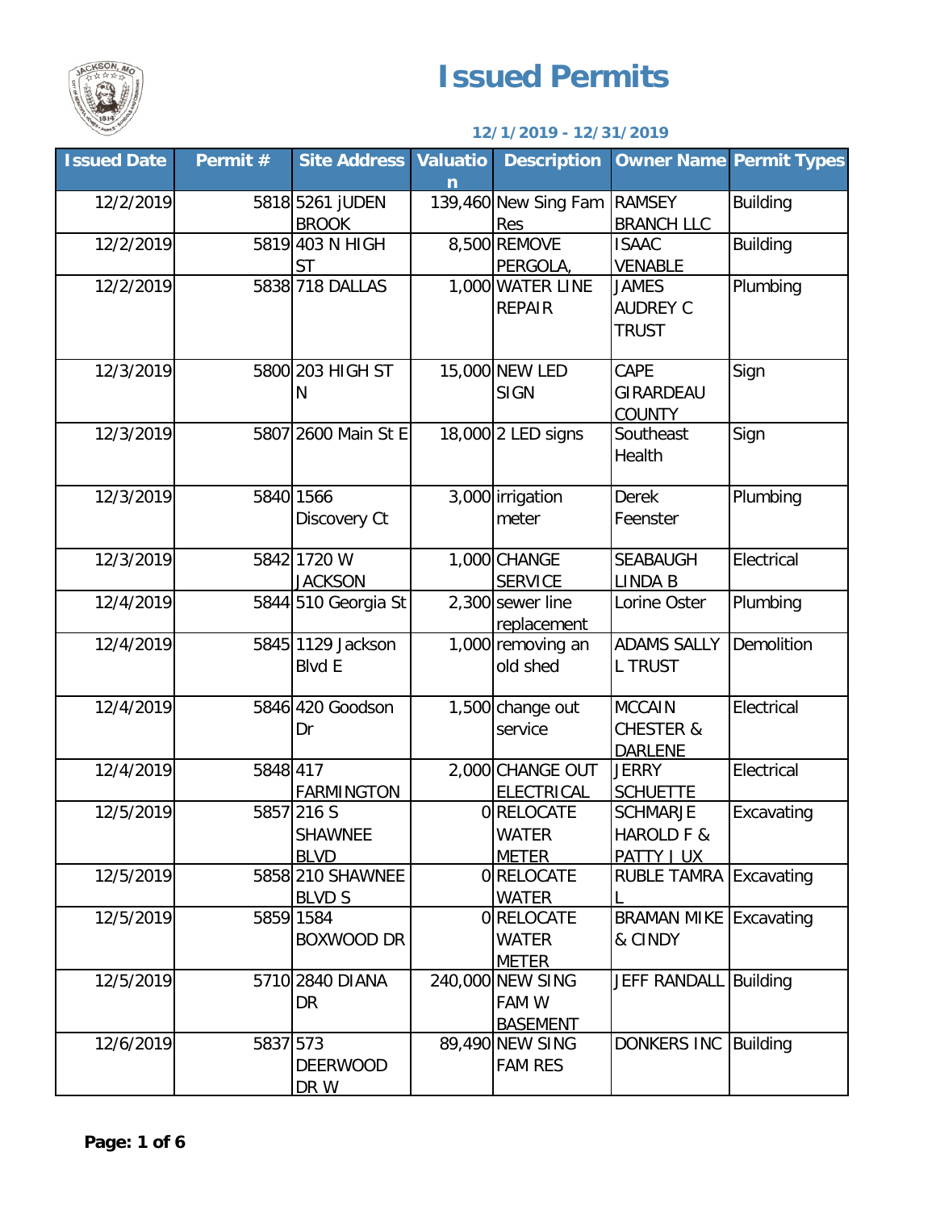# Issued Permits

**12/1/2019 - 12/31/2019**

| Issued Date | Permit # | Site Address | Valuation | Description | Owner Name | Permit Types |
|---|---|---|---|---|---|---|
| 12/2/2019 | 5818 | 5261 jUDEN BROOK | 139,460 | New Sing Fam Res | RAMSEY BRANCH LLC | Building |
| 12/2/2019 | 5819 | 403 N HIGH ST | 8,500 | REMOVE PERGOLA, | ISAAC VENABLE | Building |
| 12/2/2019 | 5838 | 718 DALLAS | 1,000 | WATER LINE REPAIR | JAMES AUDREY C TRUST | Plumbing |
| 12/3/2019 | 5800 | 203 HIGH ST N | 15,000 | NEW LED SIGN | CAPE GIRARDEAU COUNTY | Sign |
| 12/3/2019 | 5807 | 2600 Main St E | 18,000 | 2 LED signs | Southeast Health | Sign |
| 12/3/2019 | 5840 | 1566 Discovery Ct | 3,000 | irrigation meter | Derek Feenster | Plumbing |
| 12/3/2019 | 5842 | 1720 W JACKSON | 1,000 | CHANGE SERVICE | SEABAUGH LINDA B | Electrical |
| 12/4/2019 | 5844 | 510 Georgia St | 2,300 | sewer line replacement | Lorine Oster | Plumbing |
| 12/4/2019 | 5845 | 1129 Jackson Blvd E | 1,000 | removing an old shed | ADAMS SALLY L TRUST | Demolition |
| 12/4/2019 | 5846 | 420 Goodson Dr | 1,500 | change out service | MCCAIN CHESTER & DARLENE | Electrical |
| 12/4/2019 | 5848 | 417 FARMINGTON | 2,000 | CHANGE OUT ELECTRICAL | JERRY SCHUETTE | Electrical |
| 12/5/2019 | 5857 | 216 S SHAWNEE BLVD | 0 | RELOCATE WATER METER | SCHMARJE HAROLD F & PATTY J UX | Excavating |
| 12/5/2019 | 5858 | 210 SHAWNEE BLVD S | 0 | RELOCATE WATER | RUBLE TAMRA L | Excavating |
| 12/5/2019 | 5859 | 1584 BOXWOOD DR | 0 | RELOCATE WATER METER | BRAMAN MIKE & CINDY | Excavating |
| 12/5/2019 | 5710 | 2840 DIANA DR | 240,000 | NEW SING FAM W BASEMENT | JEFF RANDALL | Building |
| 12/6/2019 | 5837 | 573 DEERWOOD DR W | 89,490 | NEW SING FAM RES | DONKERS INC | Building |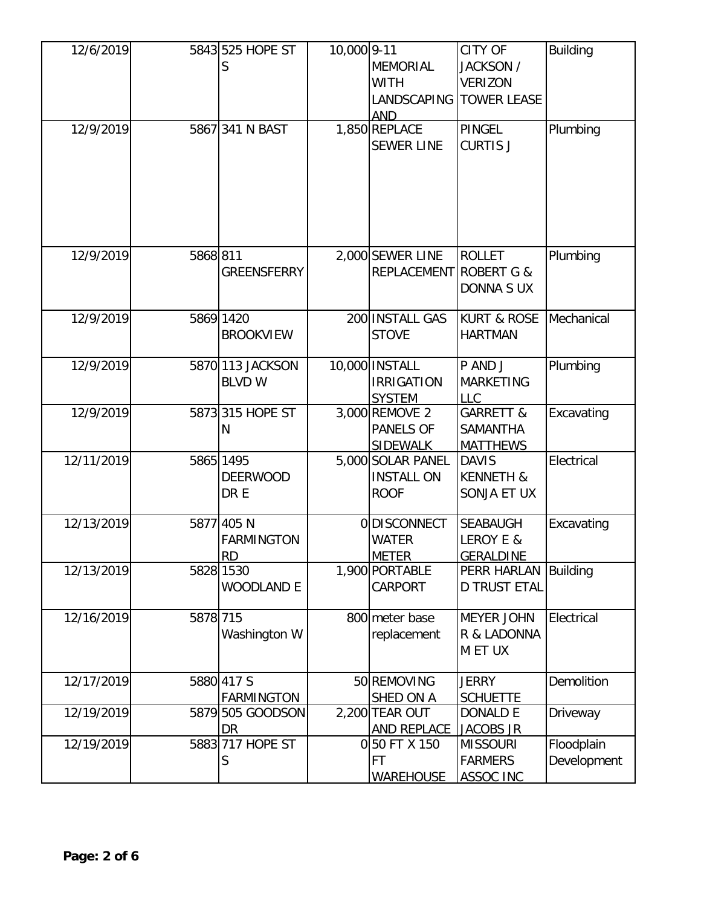| | | | | | | |
|---|---|---|---|---|---|---|
| 12/6/2019 | 5843 | 525 HOPE ST S | 10,000 | 9-11 MEMORIAL WITH LANDSCAPING AND | CITY OF JACKSON / VERIZON TOWER LEASE | Building |
| 12/9/2019 | 5867 | 341 N BAST | 1,850 | REPLACE SEWER LINE | PINGEL CURTIS J | Plumbing |
| 12/9/2019 | 5868 | 811 GREENSFERRY | 2,000 | SEWER LINE REPLACEMENT | ROLLET ROBERT G & DONNA S UX | Plumbing |
| 12/9/2019 | 5869 | 1420 BROOKVIEW | 200 | INSTALL GAS STOVE | KURT & ROSE HARTMAN | Mechanical |
| 12/9/2019 | 5870 | 113 JACKSON BLVD W | 10,000 | INSTALL IRRIGATION SYSTEM | P AND J MARKETING LLC | Plumbing |
| 12/9/2019 | 5873 | 315 HOPE ST N | 3,000 | REMOVE 2 PANELS OF SIDEWALK | GARRETT & SAMANTHA MATTHEWS | Excavating |
| 12/11/2019 | 5865 | 1495 DEERWOOD DR E | 5,000 | SOLAR PANEL INSTALL ON ROOF | DAVIS KENNETH & SONJA ET UX | Electrical |
| 12/13/2019 | 5877 | 405 N FARMINGTON RD | 0 | DISCONNECT WATER METER | SEABAUGH LEROY E & GERALDINE | Excavating |
| 12/13/2019 | 5828 | 1530 WOODLAND E | 1,900 | PORTABLE CARPORT | PERR HARLAN D TRUST ETAL | Building |
| 12/16/2019 | 5878 | 715 Washington W | 800 | meter base replacement | MEYER JOHN R & LADONNA M ET UX | Electrical |
| 12/17/2019 | 5880 | 417 S FARMINGTON | 50 | REMOVING SHED ON A | JERRY SCHUETTE | Demolition |
| 12/19/2019 | 5879 | 505 GOODSON DR | 2,200 | TEAR OUT AND REPLACE | DONALD E JACOBS JR | Driveway |
| 12/19/2019 | 5883 | 717 HOPE ST S | 0 | 50 FT X 150 FT WAREHOUSE | MISSOURI FARMERS ASSOC INC | Floodplain Development |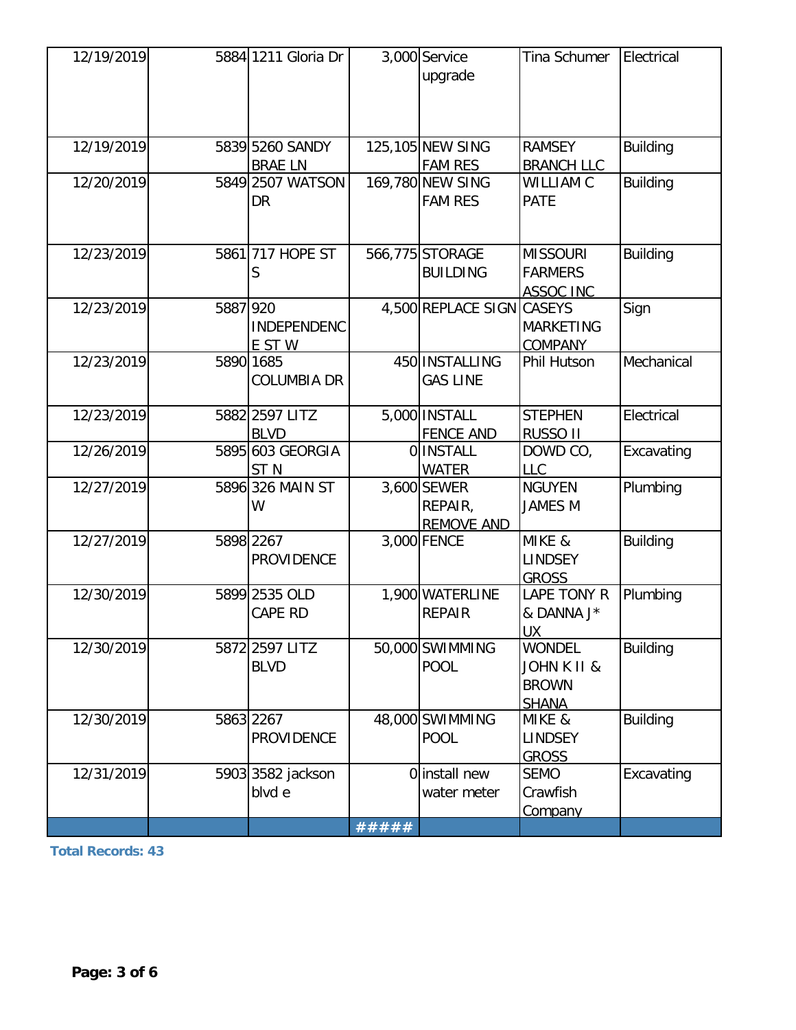| | | | | | | |
|---|---|---|---|---|---|---|
| 12/19/2019 | 5884 | 1211 Gloria Dr | 3,000 | Service upgrade | Tina Schumer | Electrical |
| 12/19/2019 | 5839 | 5260 SANDY BRAE LN | 125,105 | NEW SING FAM RES | RAMSEY BRANCH LLC | Building |
| 12/20/2019 | 5849 | 2507 WATSON DR | 169,780 | NEW SING FAM RES | WILLIAM C PATE | Building |
| 12/23/2019 | 5861 | 717 HOPE ST S | 566,775 | STORAGE BUILDING | MISSOURI FARMERS ASSOC INC | Building |
| 12/23/2019 | 5887 | 920 INDEPENDENCE ST W | 4,500 | REPLACE SIGN | CASEYS MARKETING COMPANY | Sign |
| 12/23/2019 | 5890 | 1685 COLUMBIA DR | 450 | INSTALLING GAS LINE | Phil Hutson | Mechanical |
| 12/23/2019 | 5882 | 2597 LITZ BLVD | 5,000 | INSTALL FENCE AND | STEPHEN RUSSO II | Electrical |
| 12/26/2019 | 5895 | 603 GEORGIA ST N | 0 | INSTALL WATER | DOWD CO, LLC | Excavating |
| 12/27/2019 | 5896 | 326 MAIN ST W | 3,600 | SEWER REPAIR, REMOVE AND | NGUYEN JAMES M | Plumbing |
| 12/27/2019 | 5898 | 2267 PROVIDENCE | 3,000 | FENCE | MIKE & LINDSEY GROSS | Building |
| 12/30/2019 | 5899 | 2535 OLD CAPE RD | 1,900 | WATERLINE REPAIR | LAPE TONY R & DANNA J* UX | Plumbing |
| 12/30/2019 | 5872 | 2597 LITZ BLVD | 50,000 | SWIMMING POOL | WONDEL JOHN K II & BROWN SHANA | Building |
| 12/30/2019 | 5863 | 2267 PROVIDENCE | 48,000 | SWIMMING POOL | MIKE & LINDSEY GROSS | Building |
| 12/31/2019 | 5903 | 3582 jackson blvd e | 0 | install new water meter | SEMO Crawfish Company | Excavating |
| | | | ##### | | | |

**Total Records: 43**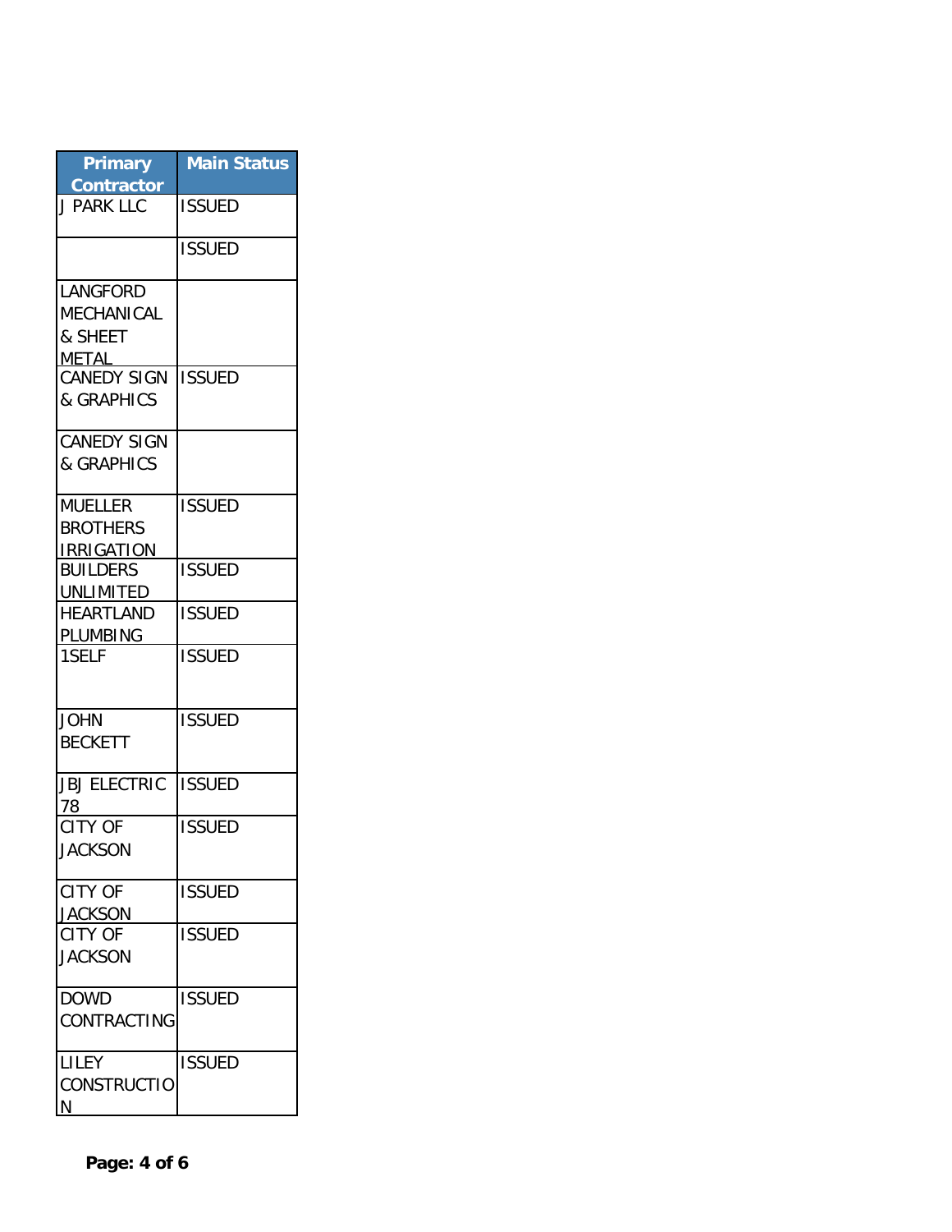| Primary Contractor | Main Status |
| --- | --- |
| J PARK LLC | ISSUED |
| | ISSUED |
| LANGFORD MECHANICAL & SHEET METAL | |
| CANEDY SIGN & GRAPHICS | ISSUED |
| CANEDY SIGN & GRAPHICS | |
| MUELLER BROTHERS IRRIGATION | ISSUED |
| BUILDERS UNLIMITED | ISSUED |
| HEARTLAND PLUMBING | ISSUED |
| 1SELF | ISSUED |
| JOHN BECKETT | ISSUED |
| JBJ ELECTRIC 78 | ISSUED |
| CITY OF JACKSON | ISSUED |
| CITY OF JACKSON | ISSUED |
| CITY OF JACKSON | ISSUED |
| DOWD CONTRACTING | ISSUED |
| LILEY CONSTRUCTION | ISSUED |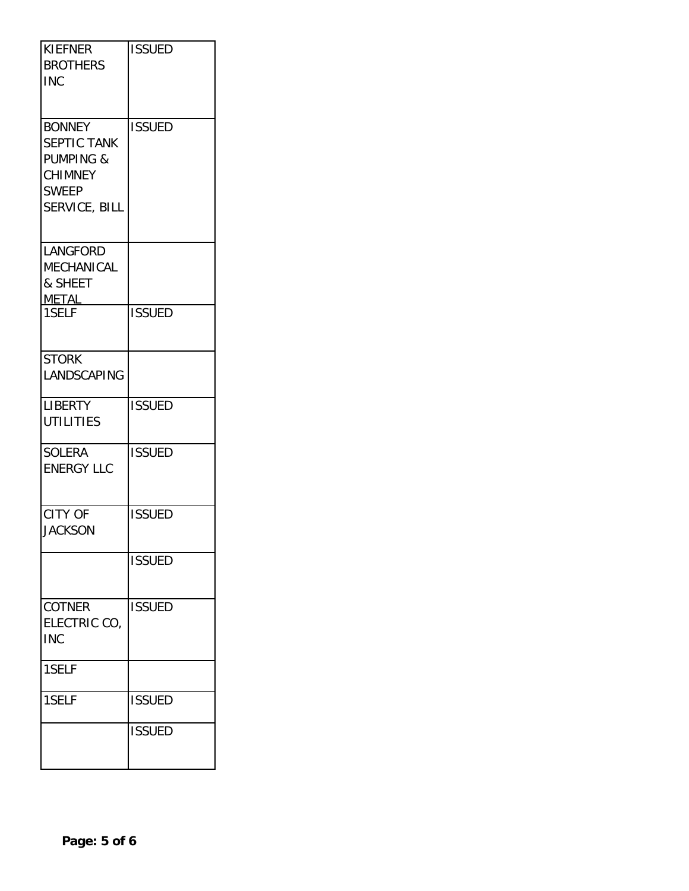| | |
|---|---|
| KIEFNER BROTHERS INC | ISSUED |
| BONNEY SEPTIC TANK PUMPING & CHIMNEY SWEEP SERVICE, BILL | ISSUED |
| LANGFORD MECHANICAL & SHEET METAL | |
| 1SELF | ISSUED |
| STORK LANDSCAPING | |
| LIBERTY UTILITIES | ISSUED |
| SOLERA ENERGY LLC | ISSUED |
| CITY OF JACKSON | ISSUED |
| | ISSUED |
| COTNER ELECTRIC CO, INC | ISSUED |
| 1SELF | |
| 1SELF | ISSUED |
| | ISSUED |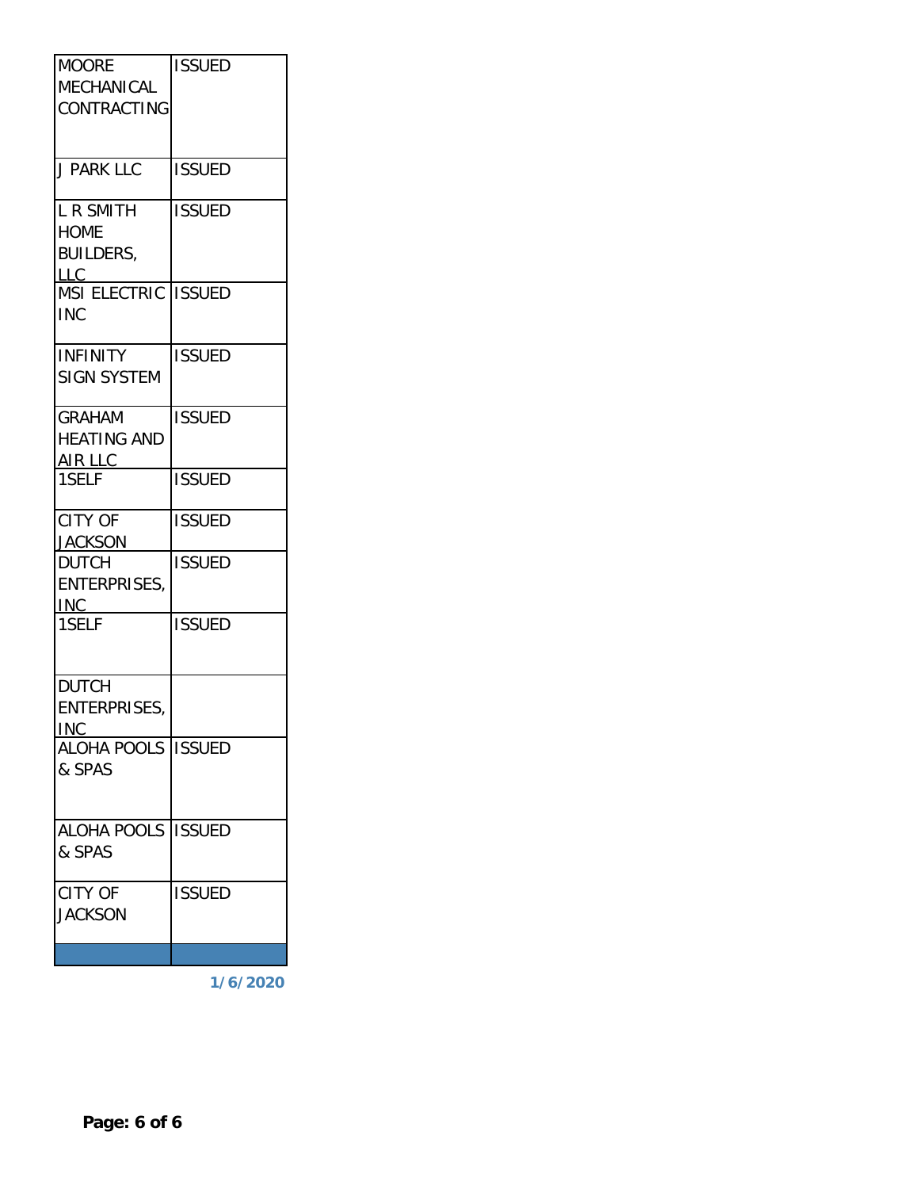| | |
|---|---|
| MOORE MECHANICAL CONTRACTING | ISSUED |
| J PARK LLC | ISSUED |
| L R SMITH HOME BUILDERS, LLC | ISSUED |
| MSI ELECTRIC INC | ISSUED |
| INFINITY SIGN SYSTEM | ISSUED |
| GRAHAM HEATING AND AIR LLC | ISSUED |
| 1SELF | ISSUED |
| CITY OF JACKSON | ISSUED |
| DUTCH ENTERPRISES, INC | ISSUED |
| 1SELF | ISSUED |
| DUTCH ENTERPRISES, INC | |
| ALOHA POOLS & SPAS | ISSUED |
| ALOHA POOLS & SPAS | ISSUED |
| CITY OF JACKSON | ISSUED |
| | |

1/6/2020